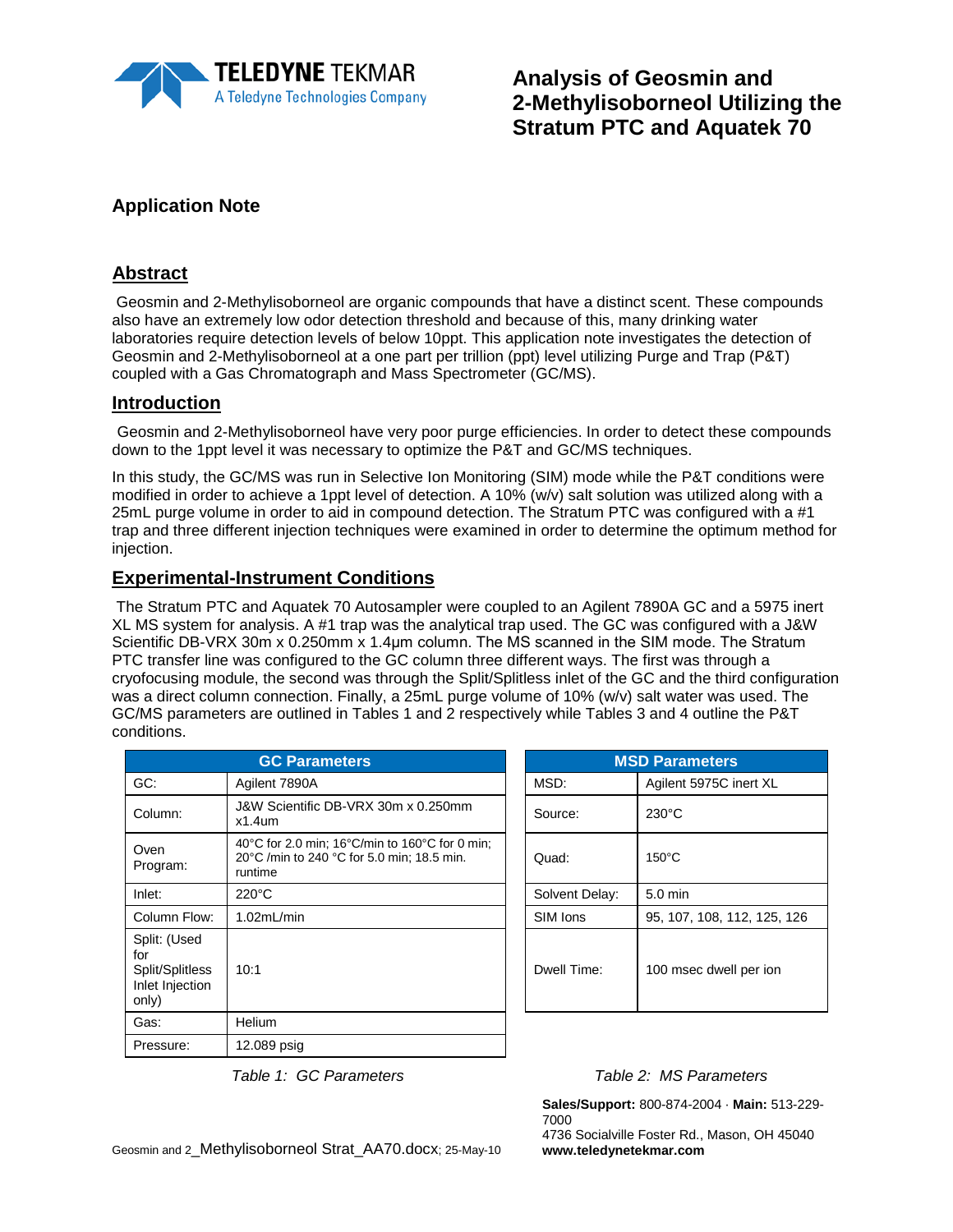# Analysis of Geosmin and 2-Methylisoborneol Utilizing the Stratum PTC and Aquatek 70

## Application Note

## Abstract

Geosmin and 2-Methylisoborneol are organic compounds that have a distinct scent. These compounds also have an extremely low odor detection threshold and because of this, many drinking water laboratories require detection levels of below 10ppt. This application note investigates the detection of Geosmin and 2-Methylisoborneol at a one part per trillion (ppt) level utilizing Purge and Trap (P&T) coupled with a Gas Chromatograph and Mass Spectrometer (GC/MS).

## Introduction

Geosmin and 2-Methylisoborneol have very poor purge efficiencies. In order to detect these compounds down to the 1ppt level it was necessary to optimize the P&T and GC/MS techniques.

In this study, the GC/MS was run in Selective Ion Monitoring (SIM) mode while the P&T conditions were modified in order to achieve a 1ppt level of detection. A 10% (w/v) salt solution was utilized along with a 25mL purge volume in order to aid in compound detection. The Stratum PTC was configured with a #1 trap and three different injection techniques were examined in order to determine the optimum method for injection.

## Experimental-Instrument Conditions

The Stratum PTC and Aquatek 70 Autosampler were coupled to an Agilent 7890A GC and a 5975 inert XL MS system for analysis. A #1 trap was the analytical trap used. The GC was configured with a J&W Scientific DB-VRX 30m x 0.250mm x 1.4µm column. The MS scanned in the SIM mode. The Stratum PTC transfer line was configured to the GC column three different ways. The first was through a cryofocusing module, the second was through the Split/Splitless inlet of the GC and the third configuration was a direct column connection. Finally, a 25mL purge volume of 10% (w/v) salt water was used. The GC/MS parameters are outlined in Tables 1 and 2 respectively while Tables 3 and 4 outline the P&T conditions.

| GC Parameters | |
|---|---|
| GC: | Agilent 7890A |
| Column: | J&W Scientific DB-VRX 30m x 0.250mm x1.4um |
| Oven Program: | 40°C for 2.0 min; 16°C/min to 160°C for 0 min; 20°C /min to 240 °C for 5.0 min; 18.5 min. runtime |
| Inlet: | 220°C |
| Column Flow: | 1.02mL/min |
| Split: (Used for Split/Splitless Inlet Injection only) | 10:1 |
| Gas: | Helium |
| Pressure: | 12.089 psig |

*Table 1: GC Parameters*

| MSD Parameters | |
|---|---|
| MSD: | Agilent 5975C inert XL |
| Source: | 230°C |
| Quad: | 150°C |
| Solvent Delay: | 5.0 min |
| SIM Ions | 95, 107, 108, 112, 125, 126 |
| Dwell Time: | 100 msec dwell per ion |

*Table 2: MS Parameters*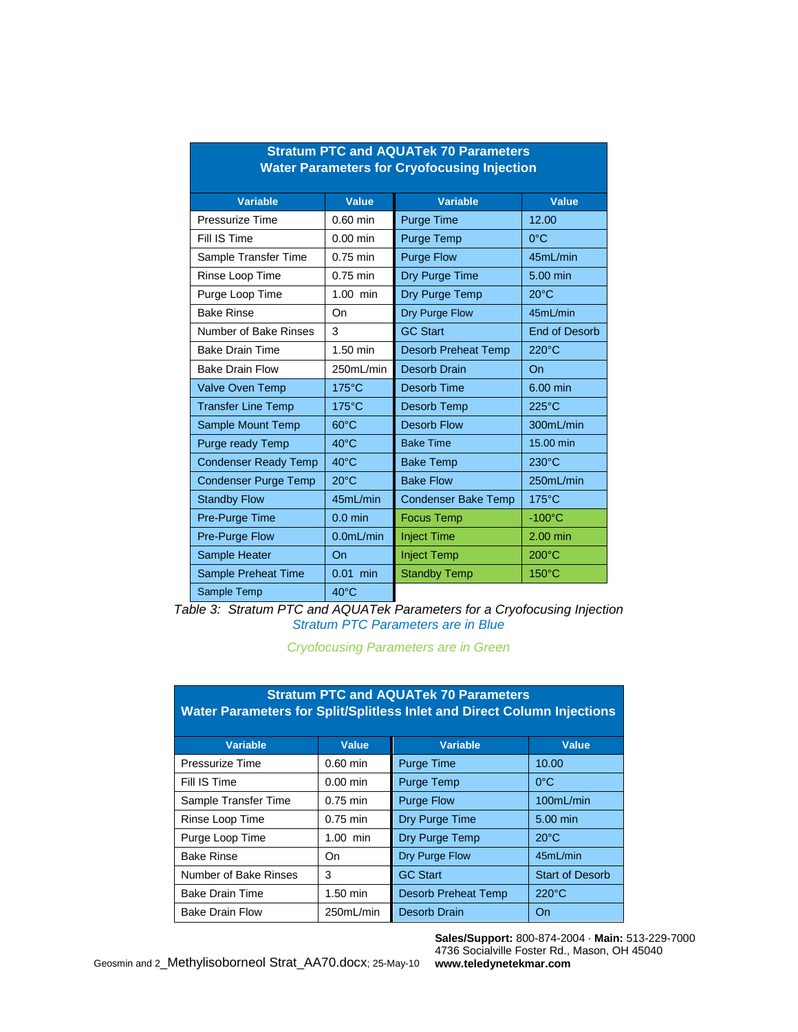| Stratum PTC and AQUATek 70 Parameters<br>Water Parameters for Cryofocusing Injection | | | |
|---|---|---|---|
| **Variable** | **Value** | **Variable** | **Value** |
| Pressurize Time | 0.60 min | Purge Time | 12.00 |
| Fill IS Time | 0.00 min | Purge Temp | 0°C |
| Sample Transfer Time | 0.75 min | Purge Flow | 45mL/min |
| Rinse Loop Time | 0.75 min | Dry Purge Time | 5.00 min |
| Purge Loop Time | 1.00 min | Dry Purge Temp | 20°C |
| Bake Rinse | On | Dry Purge Flow | 45mL/min |
| Number of Bake Rinses | 3 | GC Start | End of Desorb |
| Bake Drain Time | 1.50 min | Desorb Preheat Temp | 220°C |
| Bake Drain Flow | 250mL/min | Desorb Drain | On |
| Valve Oven Temp | 175°C | Desorb Time | 6.00 min |
| Transfer Line Temp | 175°C | Desorb Temp | 225°C |
| Sample Mount Temp | 60°C | Desorb Flow | 300mL/min |
| Purge ready Temp | 40°C | Bake Time | 15.00 min |
| Condenser Ready Temp | 40°C | Bake Temp | 230°C |
| Condenser Purge Temp | 20°C | Bake Flow | 250mL/min |
| Standby Flow | 45mL/min | Condenser Bake Temp | 175°C |
| Pre-Purge Time | 0.0 min | Focus Temp | -100°C |
| Pre-Purge Flow | 0.0mL/min | Inject Time | 2.00 min |
| Sample Heater | On | Inject Temp | 200°C |
| Sample Preheat Time | 0.01 min | Standby Temp | 150°C |
| Sample Temp | 40°C | | |

*Table 3: Stratum PTC and AQUATek Parameters for a Cryofocusing Injection*
*Stratum PTC Parameters are in Blue*

*Cryofocusing Parameters are in Green*

| Stratum PTC and AQUATek 70 Parameters<br>Water Parameters for Split/Splitless Inlet and Direct Column Injections | | | |
|---|---|---|---|
| **Variable** | **Value** | **Variable** | **Value** |
| Pressurize Time | 0.60 min | Purge Time | 10.00 |
| Fill IS Time | 0.00 min | Purge Temp | 0°C |
| Sample Transfer Time | 0.75 min | Purge Flow | 100mL/min |
| Rinse Loop Time | 0.75 min | Dry Purge Time | 5.00 min |
| Purge Loop Time | 1.00 min | Dry Purge Temp | 20°C |
| Bake Rinse | On | Dry Purge Flow | 45mL/min |
| Number of Bake Rinses | 3 | GC Start | Start of Desorb |
| Bake Drain Time | 1.50 min | Desorb Preheat Temp | 220°C |
| Bake Drain Flow | 250mL/min | Desorb Drain | On |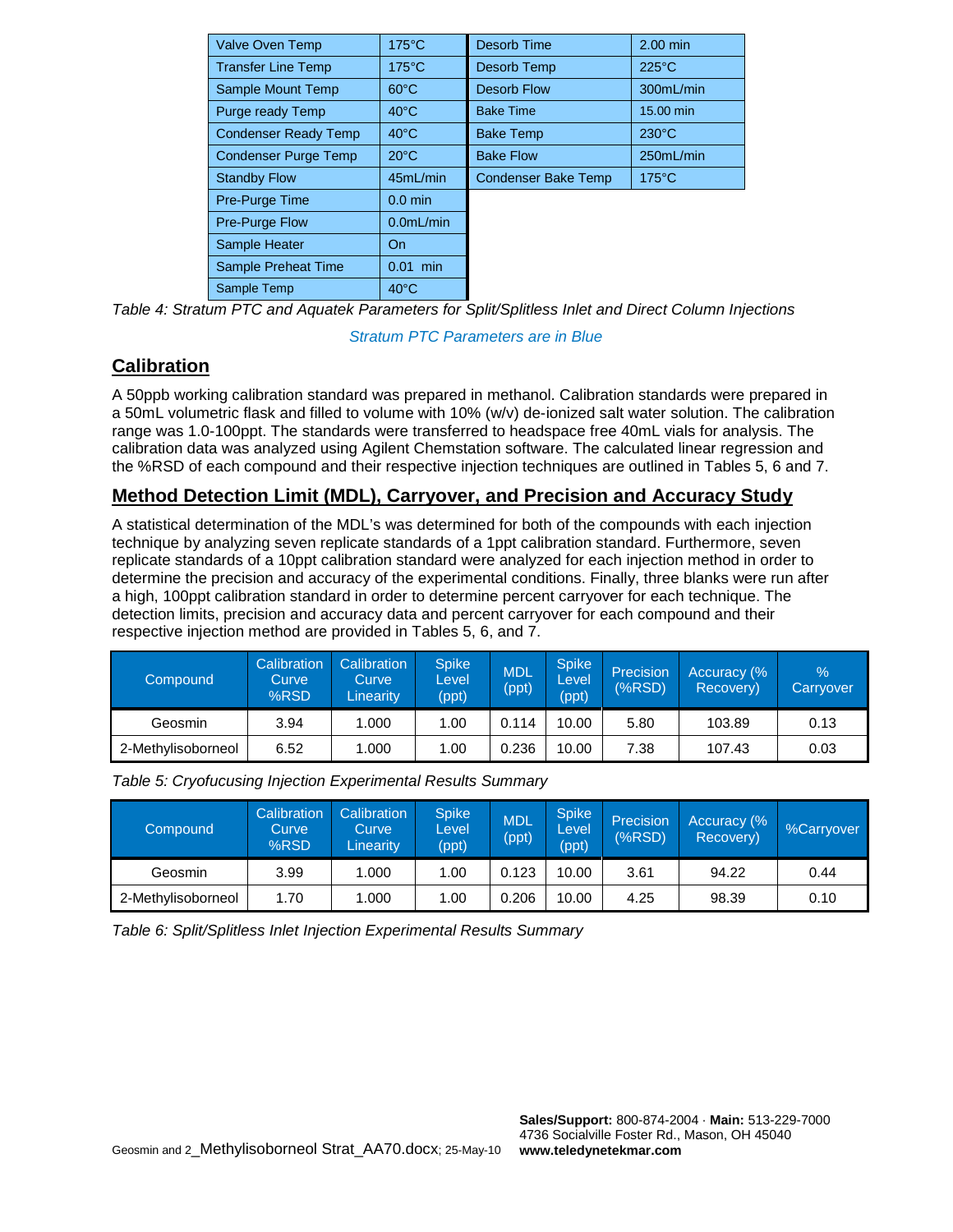| Valve Oven Temp | 175°C | Desorb Time | 2.00 min |
|---|---|---|---|
| Transfer Line Temp | 175°C | Desorb Temp | 225°C |
| Sample Mount Temp | 60°C | Desorb Flow | 300mL/min |
| Purge ready Temp | 40°C | Bake Time | 15.00 min |
| Condenser Ready Temp | 40°C | Bake Temp | 230°C |
| Condenser Purge Temp | 20°C | Bake Flow | 250mL/min |
| Standby Flow | 45mL/min | Condenser Bake Temp | 175°C |
| Pre-Purge Time | 0.0 min | | |
| Pre-Purge Flow | 0.0mL/min | | |
| Sample Heater | On | | |
| Sample Preheat Time | 0.01 min | | |
| Sample Temp | 40°C | | |

*Table 4: Stratum PTC and Aquatek Parameters for Split/Splitless Inlet and Direct Column Injections*

Stratum PTC Parameters are in Blue

## Calibration

A 50ppb working calibration standard was prepared in methanol. Calibration standards were prepared in a 50mL volumetric flask and filled to volume with 10% (w/v) de-ionized salt water solution. The calibration range was 1.0-100ppt. The standards were transferred to headspace free 40mL vials for analysis. The calibration data was analyzed using Agilent Chemstation software. The calculated linear regression and the %RSD of each compound and their respective injection techniques are outlined in Tables 5, 6 and 7.

## Method Detection Limit (MDL), Carryover, and Precision and Accuracy Study

A statistical determination of the MDL's was determined for both of the compounds with each injection technique by analyzing seven replicate standards of a 1ppt calibration standard. Furthermore, seven replicate standards of a 10ppt calibration standard were analyzed for each injection method in order to determine the precision and accuracy of the experimental conditions. Finally, three blanks were run after a high, 100ppt calibration standard in order to determine percent carryover for each technique. The detection limits, precision and accuracy data and percent carryover for each compound and their respective injection method are provided in Tables 5, 6, and 7.

| Compound | Calibration Curve %RSD | Calibration Curve Linearity | Spike Level (ppt) | MDL (ppt) | Spike Level (ppt) | Precision (%RSD) | Accuracy (% Recovery) | % Carryover |
|---|---|---|---|---|---|---|---|---|
| Geosmin | 3.94 | 1.000 | 1.00 | 0.114 | 10.00 | 5.80 | 103.89 | 0.13 |
| 2-Methylisoborneol | 6.52 | 1.000 | 1.00 | 0.236 | 10.00 | 7.38 | 107.43 | 0.03 |

*Table 5: Cryofucusing Injection Experimental Results Summary*

| Compound | Calibration Curve %RSD | Calibration Curve Linearity | Spike Level (ppt) | MDL (ppt) | Spike Level (ppt) | Precision (%RSD) | Accuracy (% Recovery) | %Carryover |
|---|---|---|---|---|---|---|---|---|
| Geosmin | 3.99 | 1.000 | 1.00 | 0.123 | 10.00 | 3.61 | 94.22 | 0.44 |
| 2-Methylisoborneol | 1.70 | 1.000 | 1.00 | 0.206 | 10.00 | 4.25 | 98.39 | 0.10 |

*Table 6: Split/Splitless Inlet Injection Experimental Results Summary*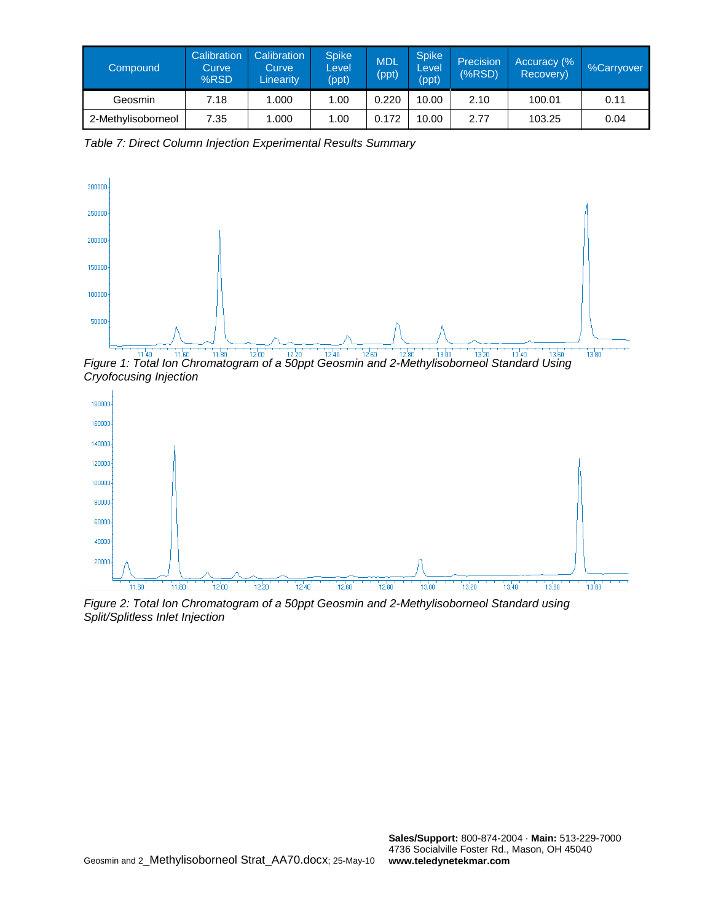| Compound | Calibration Curve %RSD | Calibration Curve Linearity | Spike Level (ppt) | MDL (ppt) | Spike Level (ppt) | Precision (%RSD) | Accuracy (% Recovery) | %Carryover |
|---|---|---|---|---|---|---|---|---|
| Geosmin | 7.18 | 1.000 | 1.00 | 0.220 | 10.00 | 2.10 | 100.01 | 0.11 |
| 2-Methylisoborneol | 7.35 | 1.000 | 1.00 | 0.172 | 10.00 | 2.77 | 103.25 | 0.04 |

*Table 7: Direct Column Injection Experimental Results Summary*

*Figure 1: Total Ion Chromatogram of a 50ppt Geosmin and 2-Methylisoborneol Standard Using Cryofocusing Injection*

*Figure 2: Total Ion Chromatogram of a 50ppt Geosmin and 2-Methylisoborneol Standard using Split/Splitless Inlet Injection*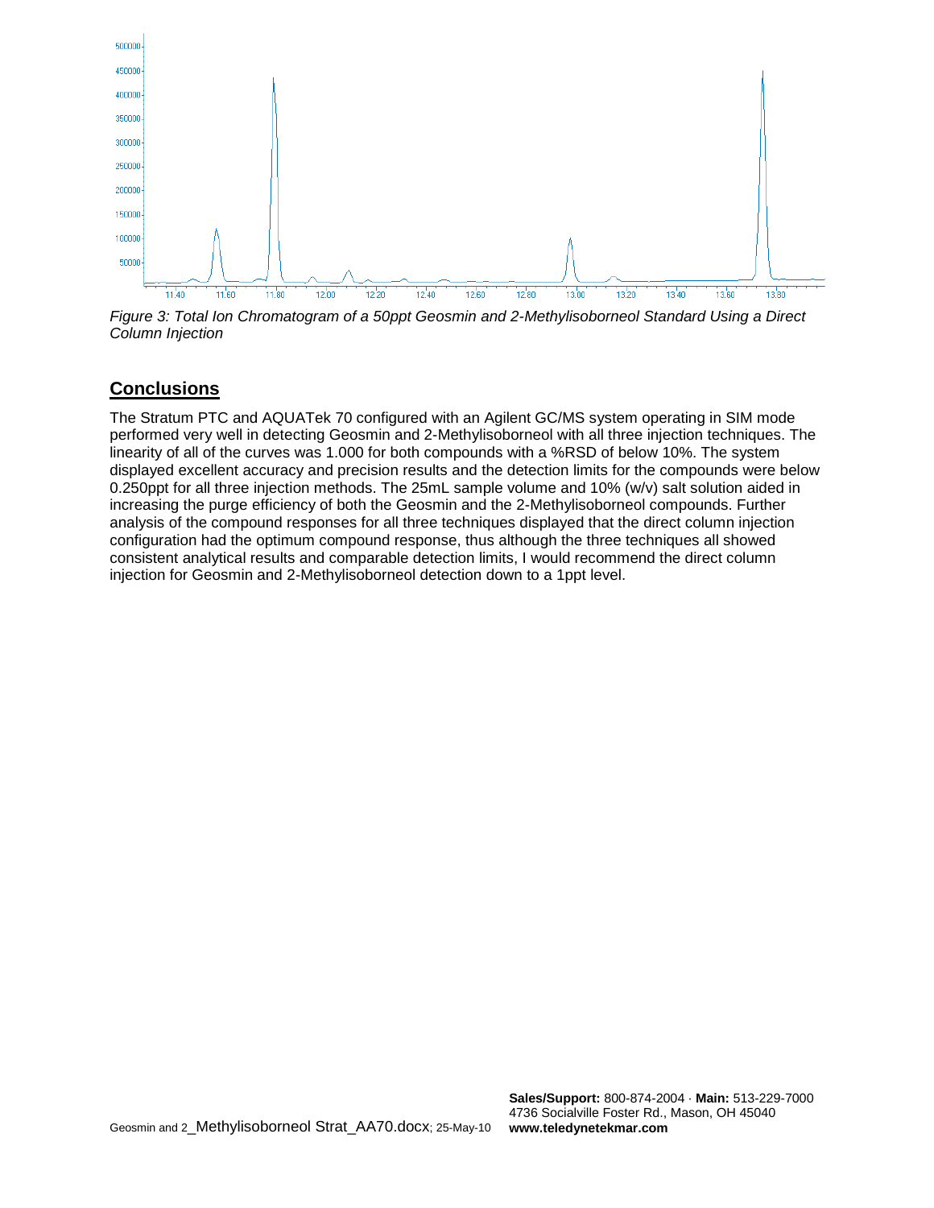500000
450000
400000
350000
300000
250000
200000
150000
100000
50000

11.40 11.60 11.80 12.00 12.20 12.40 12.60 12.80 13.00 13.20 13.40 13.60 13.80

*Figure 3: Total Ion Chromatogram of a 50ppt Geosmin and 2-Methylisoborneol Standard Using a Direct Column Injection*

## Conclusions

The Stratum PTC and AQUATek 70 configured with an Agilent GC/MS system operating in SIM mode performed very well in detecting Geosmin and 2-Methylisoborneol with all three injection techniques. The linearity of all of the curves was 1.000 for both compounds with a %RSD of below 10%. The system displayed excellent accuracy and precision results and the detection limits for the compounds were below 0.250ppt for all three injection methods. The 25mL sample volume and 10% (w/v) salt solution aided in increasing the purge efficiency of both the Geosmin and the 2-Methylisoborneol compounds. Further analysis of the compound responses for all three techniques displayed that the direct column injection configuration had the optimum compound response, thus although the three techniques all showed consistent analytical results and comparable detection limits, I would recommend the direct column injection for Geosmin and 2-Methylisoborneol detection down to a 1ppt level.